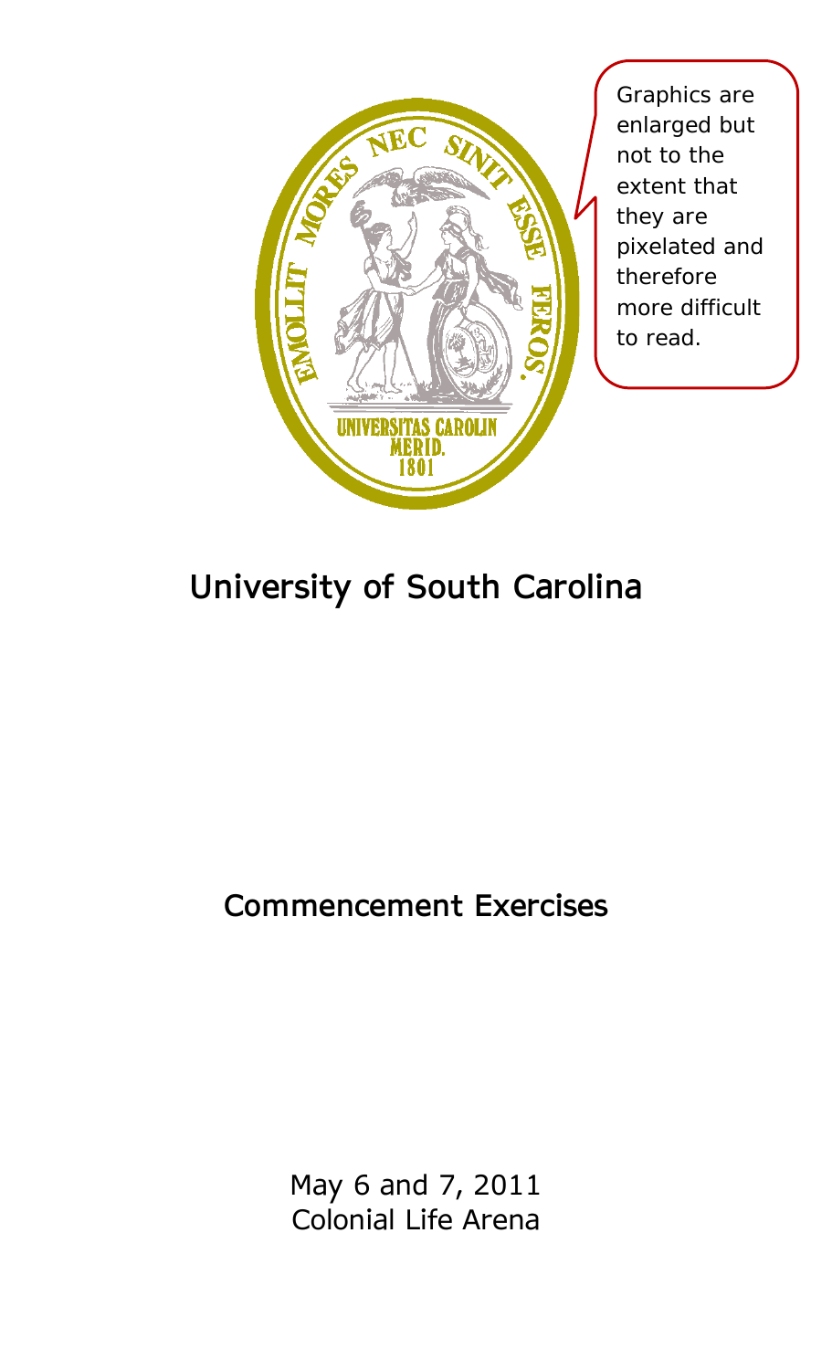Graphics are enlarged but not to the extent that they are pixelated and therefore more difficult to read.

# University of South Carolina

## Commencement Exercises

May 6 and 7, 2011
Colonial Life Arena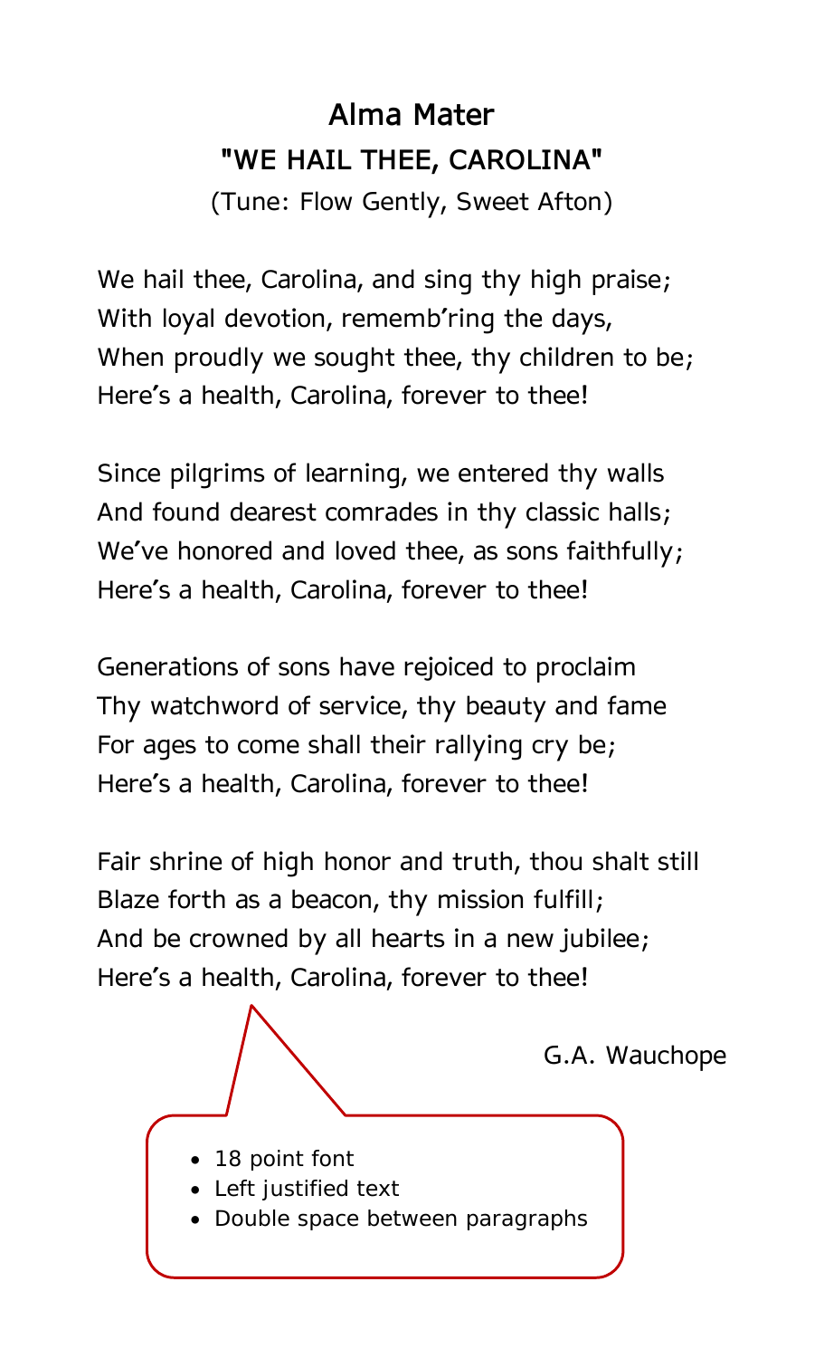# Alma Mater

## "WE HAIL THEE, CAROLINA"

(Tune: Flow Gently, Sweet Afton)

We hail thee, Carolina, and sing thy high praise;
With loyal devotion, rememb'ring the days,
When proudly we sought thee, thy children to be;
Here's a health, Carolina, forever to thee!

Since pilgrims of learning, we entered thy walls
And found dearest comrades in thy classic halls;
We've honored and loved thee, as sons faithfully;
Here's a health, Carolina, forever to thee!

Generations of sons have rejoiced to proclaim
Thy watchword of service, thy beauty and fame
For ages to come shall their rallying cry be;
Here's a health, Carolina, forever to thee!

Fair shrine of high honor and truth, thou shalt still
Blaze forth as a beacon, thy mission fulfill;
And be crowned by all hearts in a new jubilee;
Here's a health, Carolina, forever to thee!

G.A. Wauchope

- 18 point font
- Left justified text
- Double space between paragraphs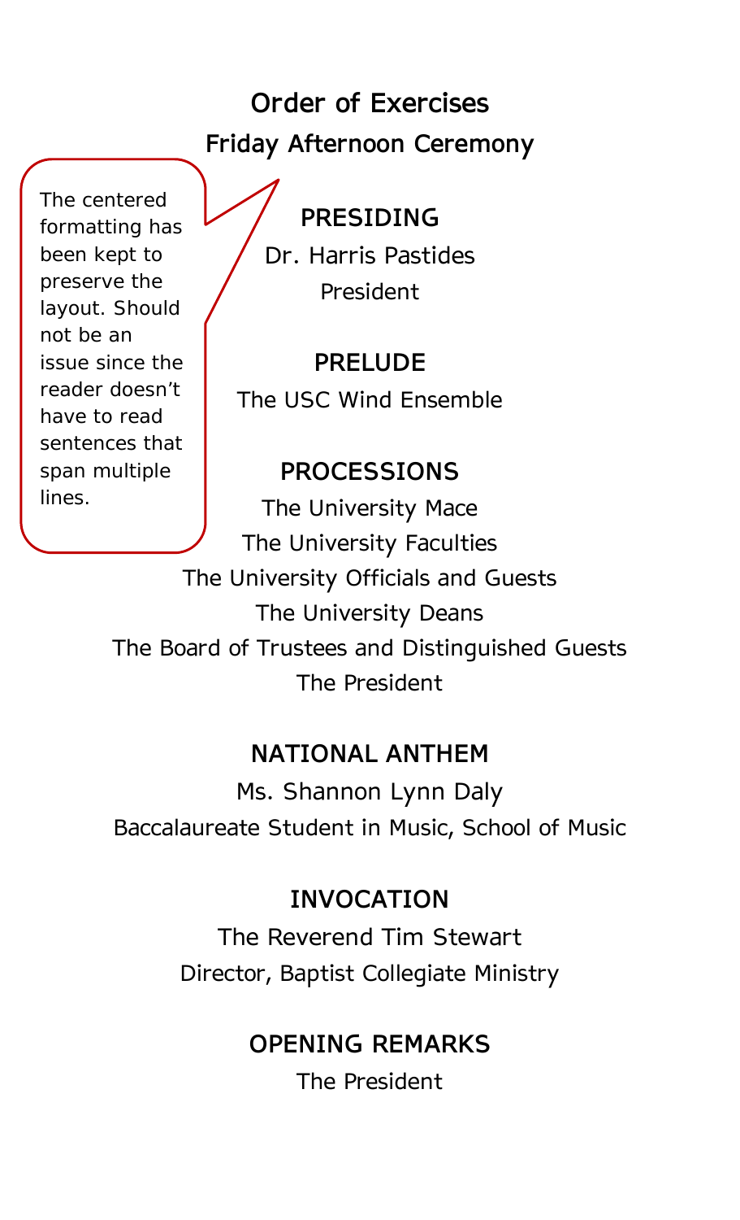# Order of Exercises

## Friday Afternoon Ceremony

> The centered formatting has been kept to preserve the layout. Should not be an issue since the reader doesn't have to read sentences that span multiple lines.

### PRESIDING

Dr. Harris Pastides
President

### PRELUDE

The USC Wind Ensemble

### PROCESSIONS

The University Mace
The University Faculties
The University Officials and Guests
The University Deans
The Board of Trustees and Distinguished Guests
The President

### NATIONAL ANTHEM

Ms. Shannon Lynn Daly
Baccalaureate Student in Music, School of Music

### INVOCATION

The Reverend Tim Stewart
Director, Baptist Collegiate Ministry

### OPENING REMARKS

The President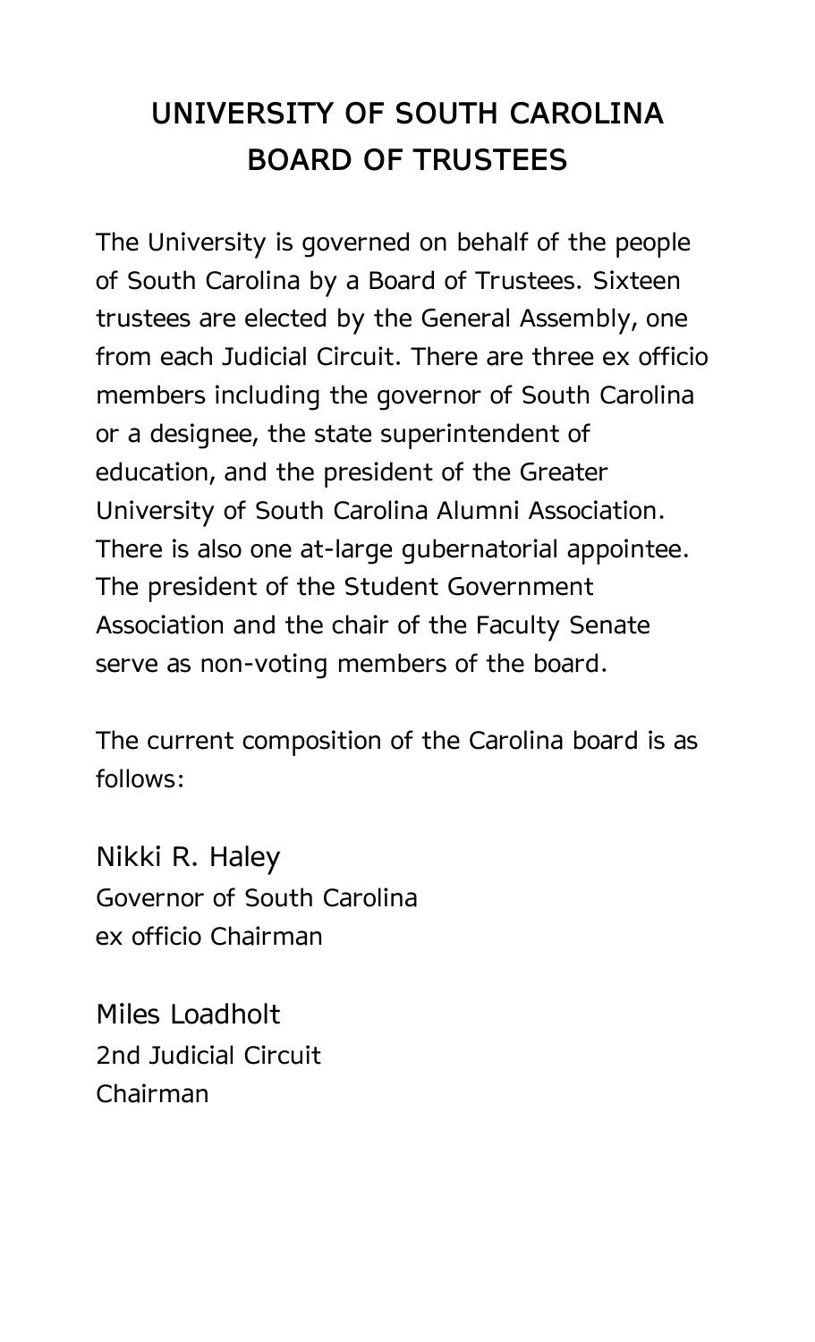# UNIVERSITY OF SOUTH CAROLINA BOARD OF TRUSTEES

The University is governed on behalf of the people of South Carolina by a Board of Trustees. Sixteen trustees are elected by the General Assembly, one from each Judicial Circuit. There are three ex officio members including the governor of South Carolina or a designee, the state superintendent of education, and the president of the Greater University of South Carolina Alumni Association. There is also one at-large gubernatorial appointee. The president of the Student Government Association and the chair of the Faculty Senate serve as non-voting members of the board.

The current composition of the Carolina board is as follows:

Nikki R. Haley  
Governor of South Carolina  
ex officio Chairman

Miles Loadholt  
2nd Judicial Circuit  
Chairman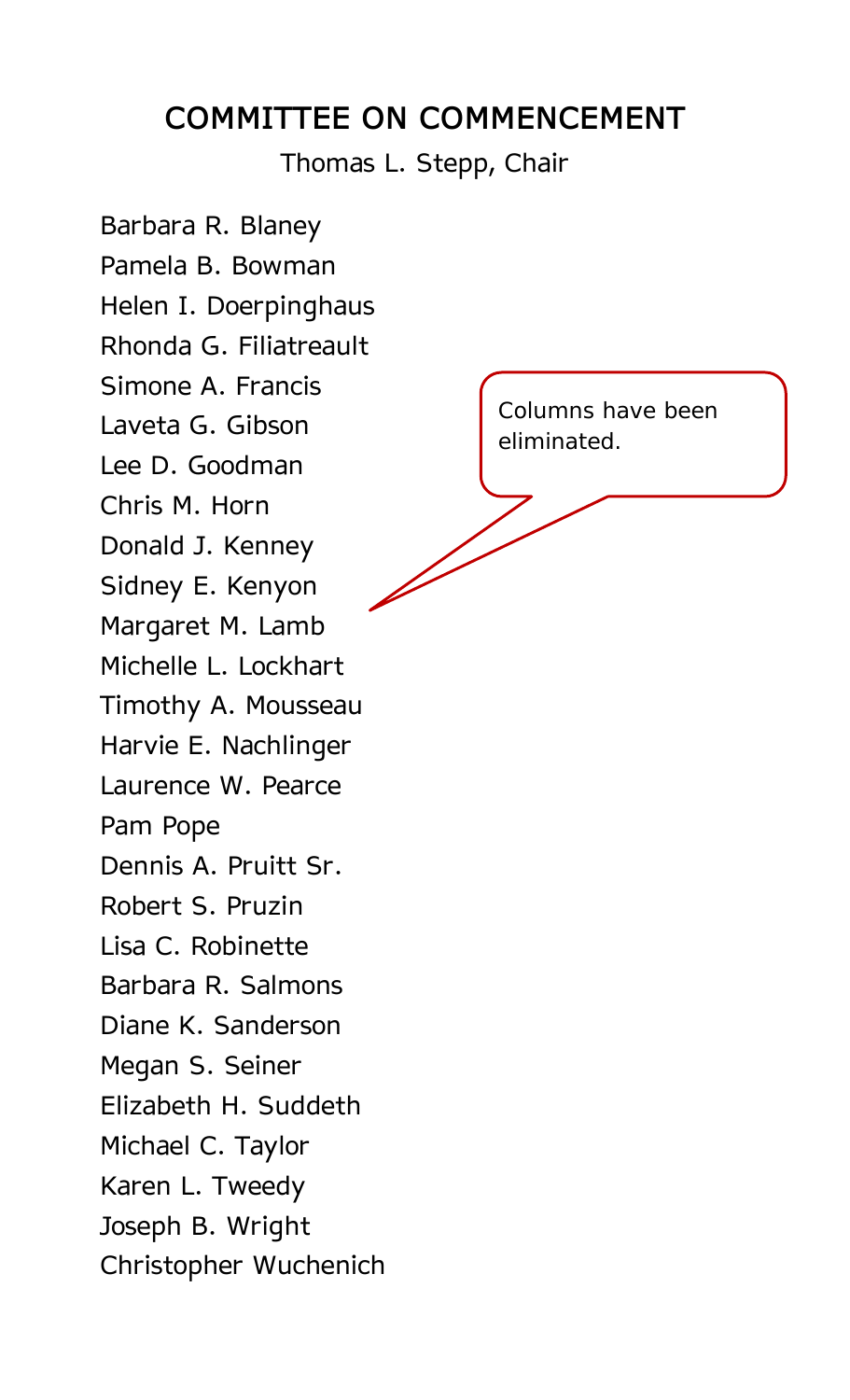## COMMITTEE ON COMMENCEMENT

Thomas L. Stepp, Chair

Barbara R. Blaney
Pamela B. Bowman
Helen I. Doerpinghaus
Rhonda G. Filiatreault
Simone A. Francis
Laveta G. Gibson
Lee D. Goodman
Chris M. Horn
Donald J. Kenney
Sidney E. Kenyon
Margaret M. Lamb
Michelle L. Lockhart
Timothy A. Mousseau
Harvie E. Nachlinger
Laurence W. Pearce
Pam Pope
Dennis A. Pruitt Sr.
Robert S. Pruzin
Lisa C. Robinette
Barbara R. Salmons
Diane K. Sanderson
Megan S. Seiner
Elizabeth H. Suddeth
Michael C. Taylor
Karen L. Tweedy
Joseph B. Wright
Christopher Wuchenich

Columns have been eliminated.